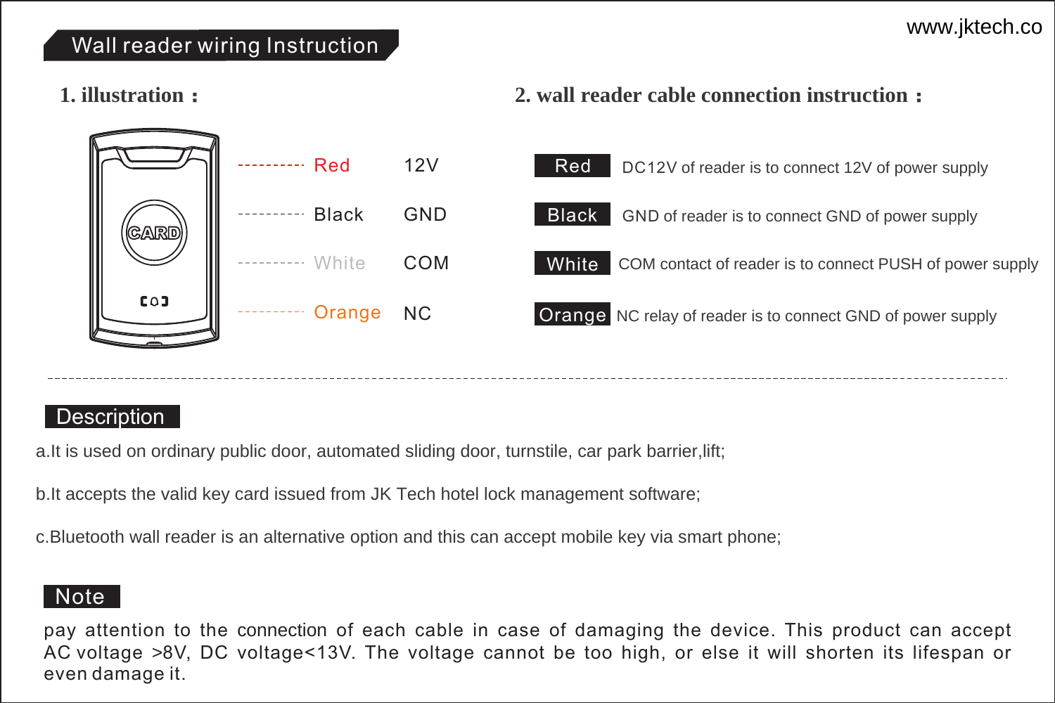www.jktech.co

# Wall reader wiring Instruction

## 1. illustration：

| Wire | Function |
|---|---|
| Red | 12V |
| Black | GND |
| White | COM |
| Orange | NC |

## 2. wall reader cable connection instruction：

| Wire | Connection |
|---|---|
| Red | DC12V of reader is to connect 12V of power supply |
| Black | GND of reader is to connect GND of power supply |
| White | COM contact of reader is to connect PUSH of power supply |
| Orange | NC relay of reader is to connect GND of power supply |

## Description

a.It is used on ordinary public door, automated sliding door, turnstile, car park barrier,lift;

b.It accepts the valid key card issued from JK Tech hotel lock management software;

c.Bluetooth wall reader is an alternative option and this can accept mobile key via smart phone;

## Note

pay attention to the connection of each cable in case of damaging the device. This product can accept AC voltage >8V, DC voltage<13V. The voltage cannot be too high, or else it will shorten its lifespan or even damage it.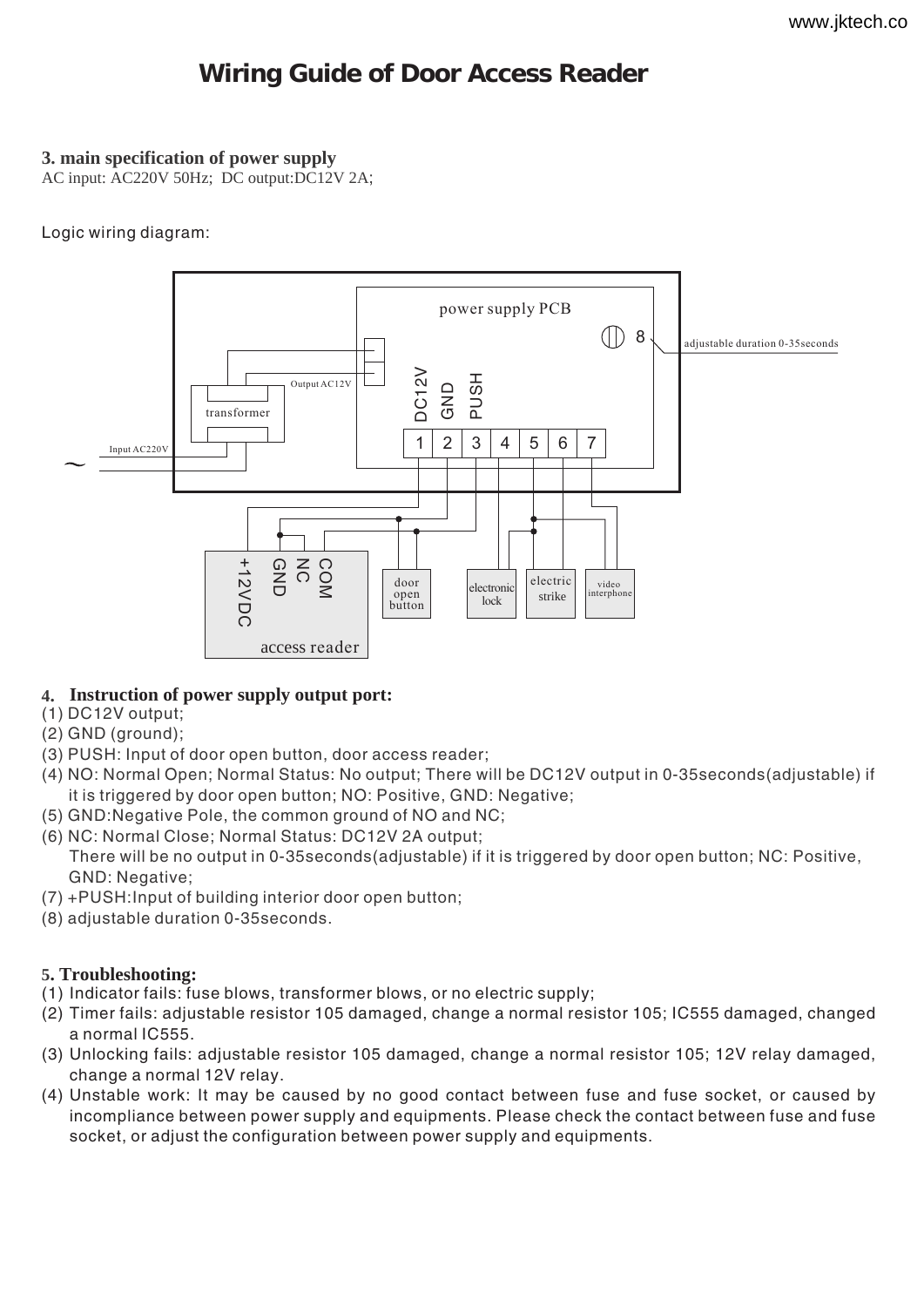# Wiring Guide of Door Access Reader

**3. main specification of power supply**

AC input: AC220V 50Hz; DC output:DC12V 2A;

Logic wiring diagram:

**4. Instruction of power supply output port:**

(1) DC12V output;
(2) GND (ground);
(3) PUSH: Input of door open button, door access reader;
(4) NO: Normal Open; Normal Status: No output; There will be DC12V output in 0-35seconds(adjustable) if it is triggered by door open button; NO: Positive, GND: Negative;
(5) GND:Negative Pole, the common ground of NO and NC;
(6) NC: Normal Close; Normal Status: DC12V 2A output;
There will be no output in 0-35seconds(adjustable) if it is triggered by door open button; NC: Positive, GND: Negative;
(7) +PUSH:Input of building interior door open button;
(8) adjustable duration 0-35seconds.

**5. Troubleshooting:**

(1) Indicator fails: fuse blows, transformer blows, or no electric supply;
(2) Timer fails: adjustable resistor 105 damaged, change a normal resistor 105; IC555 damaged, changed a normal IC555.
(3) Unlocking fails: adjustable resistor 105 damaged, change a normal resistor 105; 12V relay damaged, change a normal 12V relay.
(4) Unstable work: It may be caused by no good contact between fuse and fuse socket, or caused by incompliance between power supply and equipments. Please check the contact between fuse and fuse socket, or adjust the configuration between power supply and equipments.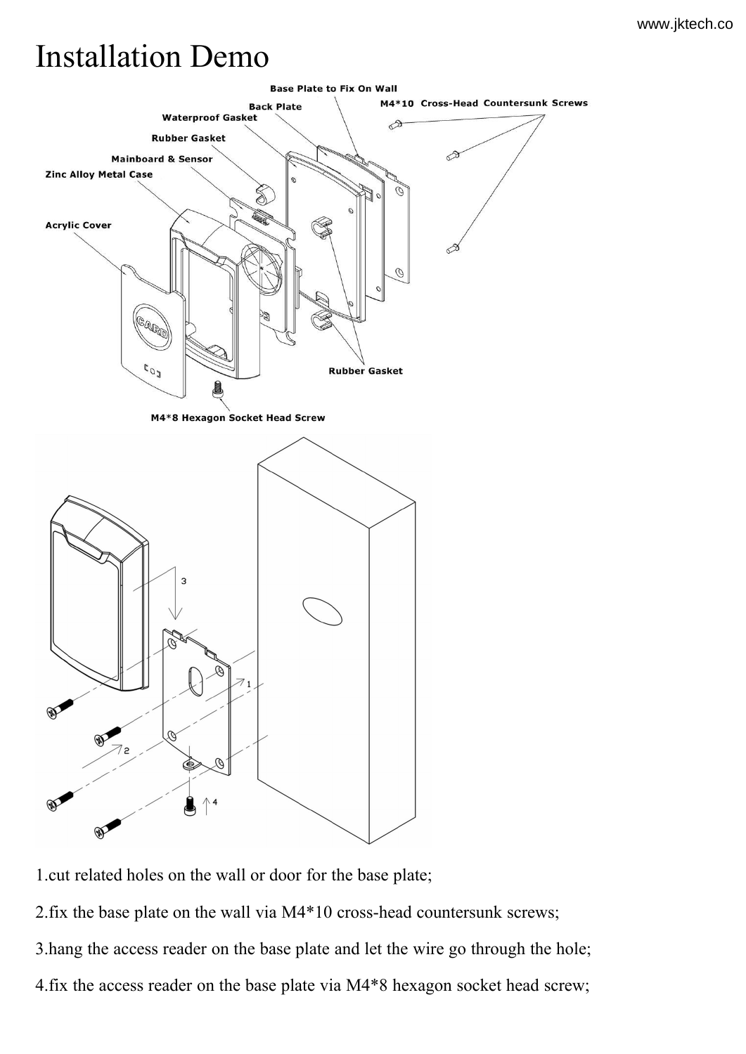# Installation Demo

Base Plate to Fix On Wall

Back Plate

M4*10 Cross-Head Countersunk Screws

Waterproof Gasket

Rubber Gasket

Mainboard & Sensor

Zinc Alloy Metal Case

Acrylic Cover

Rubber Gasket

M4*8 Hexagon Socket Head Screw

1.cut related holes on the wall or door for the base plate;

2.fix the base plate on the wall via M4*10 cross-head countersunk screws;

3.hang the access reader on the base plate and let the wire go through the hole;

4.fix the access reader on the base plate via M4*8 hexagon socket head screw;